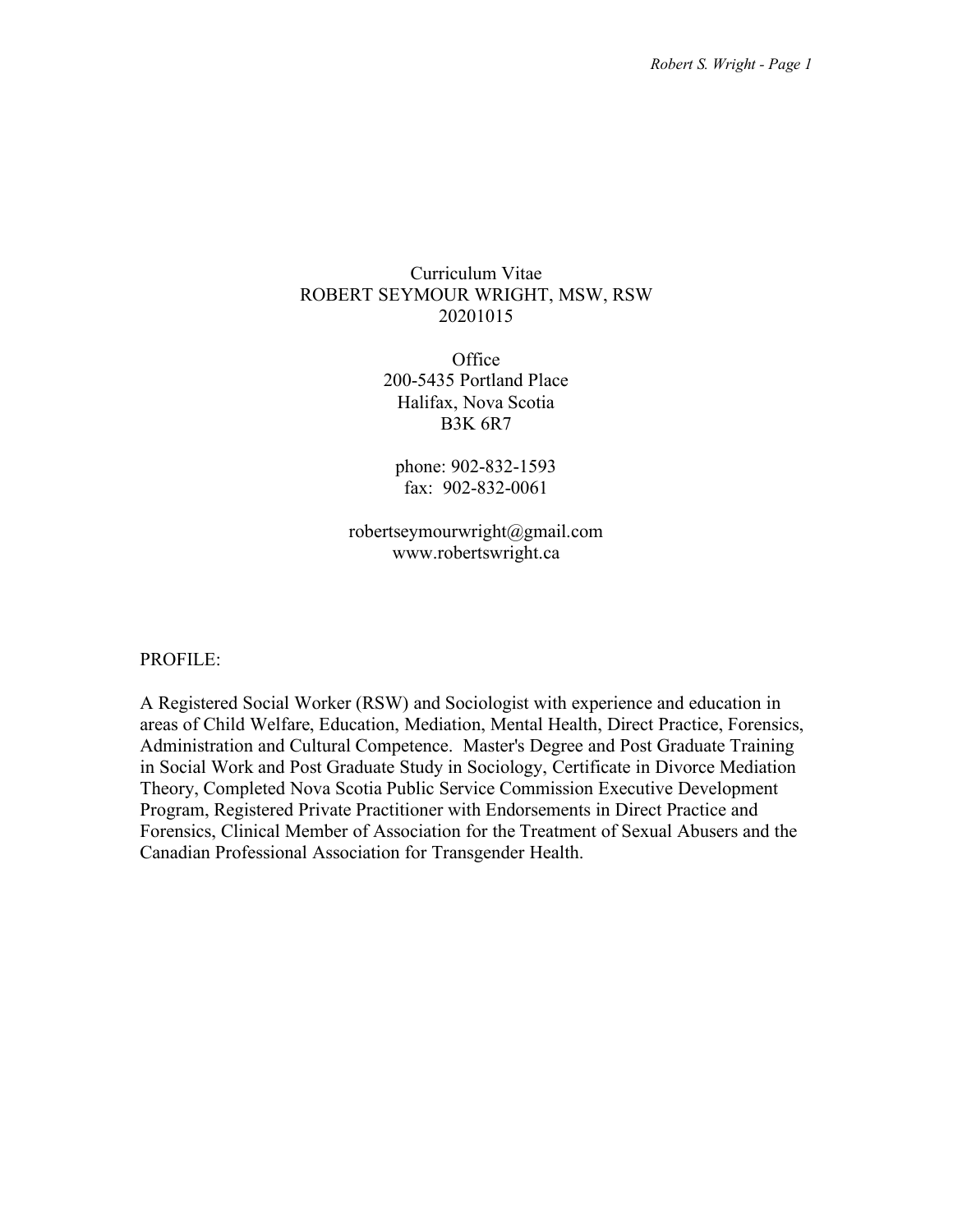# Curriculum Vitae
# ROBERT SEYMOUR WRIGHT, MSW, RSW
20201015

Office
200-5435 Portland Place
Halifax, Nova Scotia
B3K 6R7

phone: 902-832-1593
fax: 902-832-0061

robertseymourwright@gmail.com
www.robertswright.ca

## PROFILE:

A Registered Social Worker (RSW) and Sociologist with experience and education in areas of Child Welfare, Education, Mediation, Mental Health, Direct Practice, Forensics, Administration and Cultural Competence. Master's Degree and Post Graduate Training in Social Work and Post Graduate Study in Sociology, Certificate in Divorce Mediation Theory, Completed Nova Scotia Public Service Commission Executive Development Program, Registered Private Practitioner with Endorsements in Direct Practice and Forensics, Clinical Member of Association for the Treatment of Sexual Abusers and the Canadian Professional Association for Transgender Health.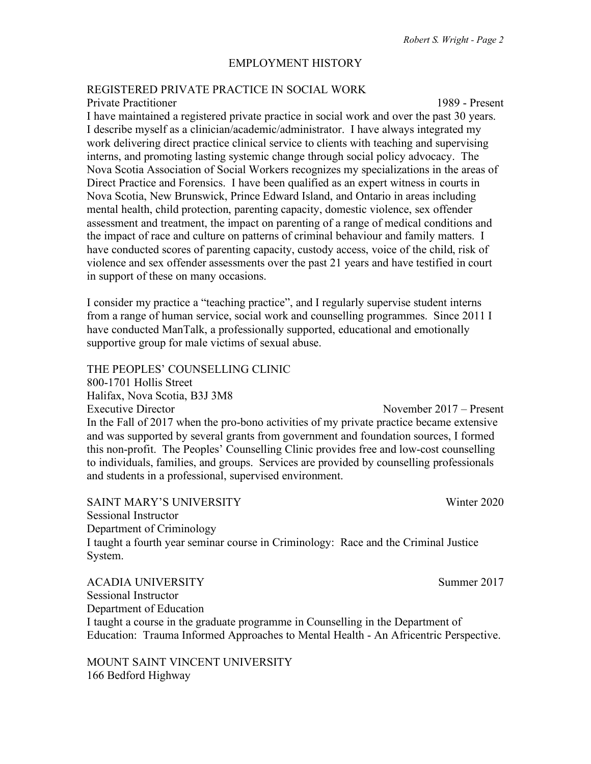## EMPLOYMENT HISTORY

### REGISTERED PRIVATE PRACTICE IN SOCIAL WORK

Private Practitioner 1989 - Present

I have maintained a registered private practice in social work and over the past 30 years. I describe myself as a clinician/academic/administrator. I have always integrated my work delivering direct practice clinical service to clients with teaching and supervising interns, and promoting lasting systemic change through social policy advocacy. The Nova Scotia Association of Social Workers recognizes my specializations in the areas of Direct Practice and Forensics. I have been qualified as an expert witness in courts in Nova Scotia, New Brunswick, Prince Edward Island, and Ontario in areas including mental health, child protection, parenting capacity, domestic violence, sex offender assessment and treatment, the impact on parenting of a range of medical conditions and the impact of race and culture on patterns of criminal behaviour and family matters. I have conducted scores of parenting capacity, custody access, voice of the child, risk of violence and sex offender assessments over the past 21 years and have testified in court in support of these on many occasions.

I consider my practice a "teaching practice", and I regularly supervise student interns from a range of human service, social work and counselling programmes. Since 2011 I have conducted ManTalk, a professionally supported, educational and emotionally supportive group for male victims of sexual abuse.

### THE PEOPLES' COUNSELLING CLINIC

800-1701 Hollis Street
Halifax, Nova Scotia, B3J 3M8
Executive Director November 2017 – Present

In the Fall of 2017 when the pro-bono activities of my private practice became extensive and was supported by several grants from government and foundation sources, I formed this non-profit. The Peoples' Counselling Clinic provides free and low-cost counselling to individuals, families, and groups. Services are provided by counselling professionals and students in a professional, supervised environment.

### SAINT MARY'S UNIVERSITY Winter 2020

Sessional Instructor
Department of Criminology

I taught a fourth year seminar course in Criminology: Race and the Criminal Justice System.

### ACADIA UNIVERSITY Summer 2017

Sessional Instructor
Department of Education

I taught a course in the graduate programme in Counselling in the Department of Education: Trauma Informed Approaches to Mental Health - An Africentric Perspective.

### MOUNT SAINT VINCENT UNIVERSITY

166 Bedford Highway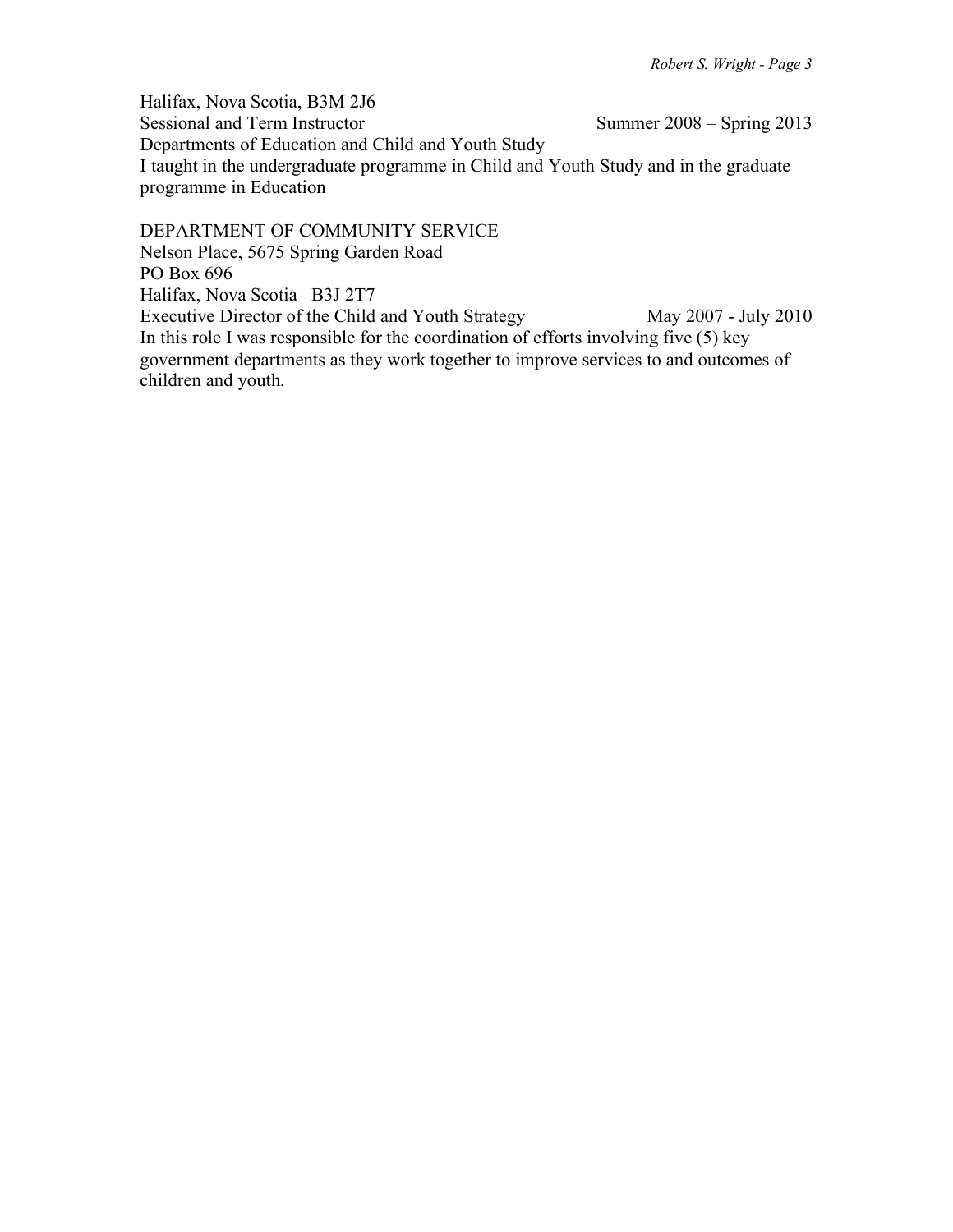Halifax, Nova Scotia, B3M 2J6
Sessional and Term Instructor — Summer 2008 – Spring 2013
Departments of Education and Child and Youth Study
I taught in the undergraduate programme in Child and Youth Study and in the graduate programme in Education

DEPARTMENT OF COMMUNITY SERVICE
Nelson Place, 5675 Spring Garden Road
PO Box 696
Halifax, Nova Scotia B3J 2T7
Executive Director of the Child and Youth Strategy — May 2007 - July 2010
In this role I was responsible for the coordination of efforts involving five (5) key government departments as they work together to improve services to and outcomes of children and youth.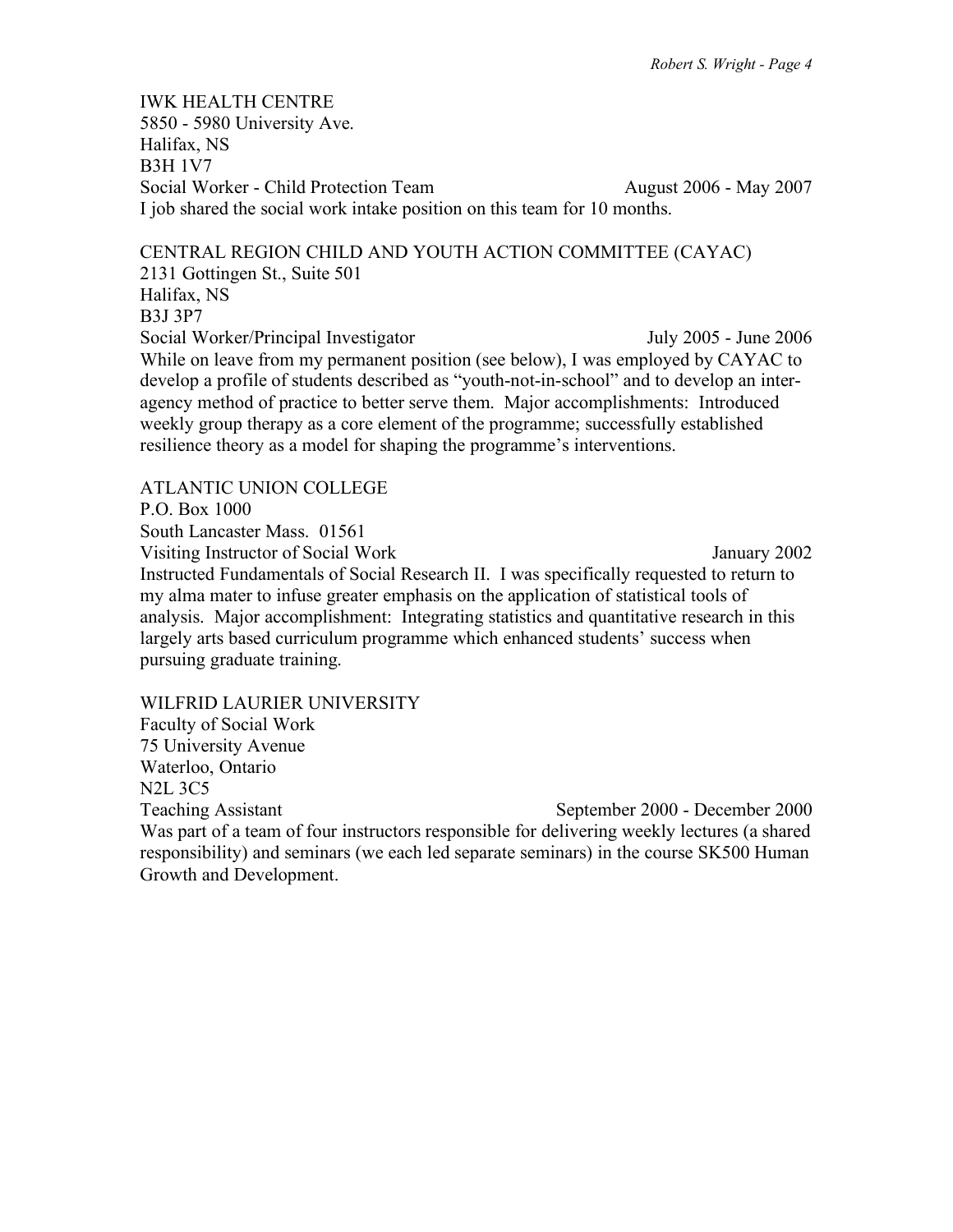IWK HEALTH CENTRE
5850 - 5980 University Ave.
Halifax, NS
B3H 1V7
Social Worker - Child Protection Team August 2006 - May 2007
I job shared the social work intake position on this team for 10 months.

CENTRAL REGION CHILD AND YOUTH ACTION COMMITTEE (CAYAC)
2131 Gottingen St., Suite 501
Halifax, NS
B3J 3P7
Social Worker/Principal Investigator July 2005 - June 2006
While on leave from my permanent position (see below), I was employed by CAYAC to develop a profile of students described as "youth-not-in-school" and to develop an inter-agency method of practice to better serve them. Major accomplishments: Introduced weekly group therapy as a core element of the programme; successfully established resilience theory as a model for shaping the programme's interventions.

ATLANTIC UNION COLLEGE
P.O. Box 1000
South Lancaster Mass. 01561
Visiting Instructor of Social Work January 2002
Instructed Fundamentals of Social Research II. I was specifically requested to return to my alma mater to infuse greater emphasis on the application of statistical tools of analysis. Major accomplishment: Integrating statistics and quantitative research in this largely arts based curriculum programme which enhanced students' success when pursuing graduate training.

WILFRID LAURIER UNIVERSITY
Faculty of Social Work
75 University Avenue
Waterloo, Ontario
N2L 3C5
Teaching Assistant September 2000 - December 2000
Was part of a team of four instructors responsible for delivering weekly lectures (a shared responsibility) and seminars (we each led separate seminars) in the course SK500 Human Growth and Development.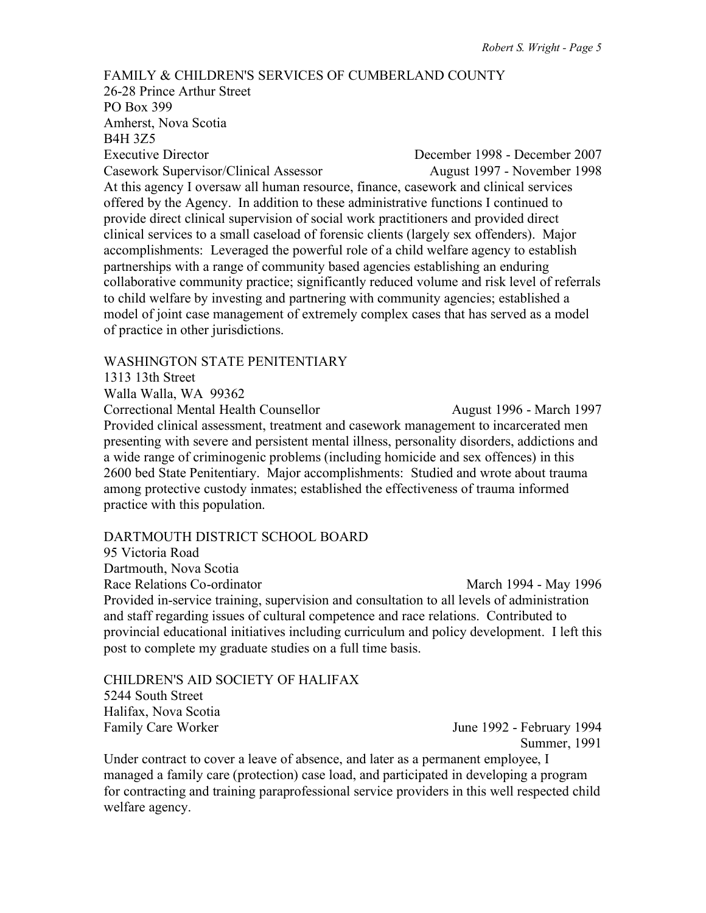FAMILY & CHILDREN'S SERVICES OF CUMBERLAND COUNTY
26-28 Prince Arthur Street
PO Box 399
Amherst, Nova Scotia
B4H 3Z5
Executive Director — December 1998 - December 2007
Casework Supervisor/Clinical Assessor — August 1997 - November 1998

At this agency I oversaw all human resource, finance, casework and clinical services offered by the Agency. In addition to these administrative functions I continued to provide direct clinical supervision of social work practitioners and provided direct clinical services to a small caseload of forensic clients (largely sex offenders). Major accomplishments: Leveraged the powerful role of a child welfare agency to establish partnerships with a range of community based agencies establishing an enduring collaborative community practice; significantly reduced volume and risk level of referrals to child welfare by investing and partnering with community agencies; established a model of joint case management of extremely complex cases that has served as a model of practice in other jurisdictions.

WASHINGTON STATE PENITENTIARY
1313 13th Street
Walla Walla, WA 99362
Correctional Mental Health Counsellor — August 1996 - March 1997

Provided clinical assessment, treatment and casework management to incarcerated men presenting with severe and persistent mental illness, personality disorders, addictions and a wide range of criminogenic problems (including homicide and sex offences) in this 2600 bed State Penitentiary. Major accomplishments: Studied and wrote about trauma among protective custody inmates; established the effectiveness of trauma informed practice with this population.

DARTMOUTH DISTRICT SCHOOL BOARD
95 Victoria Road
Dartmouth, Nova Scotia
Race Relations Co-ordinator — March 1994 - May 1996

Provided in-service training, supervision and consultation to all levels of administration and staff regarding issues of cultural competence and race relations. Contributed to provincial educational initiatives including curriculum and policy development. I left this post to complete my graduate studies on a full time basis.

CHILDREN'S AID SOCIETY OF HALIFAX
5244 South Street
Halifax, Nova Scotia
Family Care Worker — June 1992 - February 1994
Summer, 1991

Under contract to cover a leave of absence, and later as a permanent employee, I managed a family care (protection) case load, and participated in developing a program for contracting and training paraprofessional service providers in this well respected child welfare agency.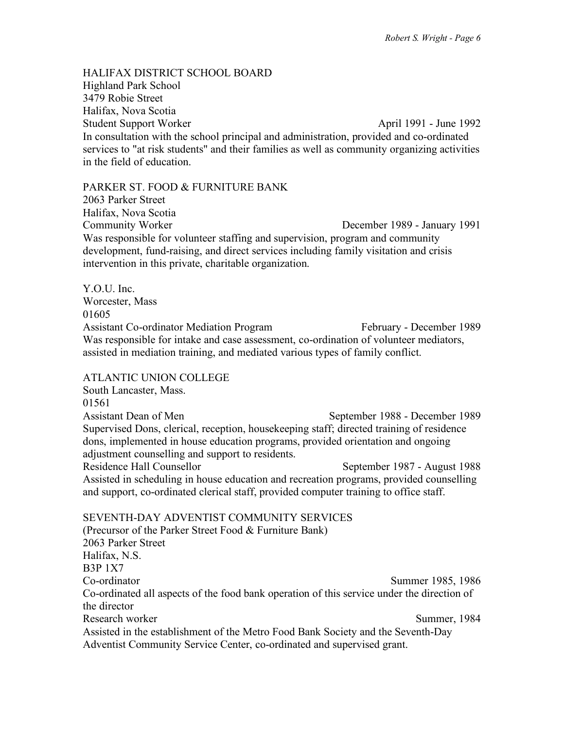HALIFAX DISTRICT SCHOOL BOARD
Highland Park School
3479 Robie Street
Halifax, Nova Scotia
Student Support Worker — April 1991 - June 1992

In consultation with the school principal and administration, provided and co-ordinated services to "at risk students" and their families as well as community organizing activities in the field of education.

PARKER ST. FOOD & FURNITURE BANK
2063 Parker Street
Halifax, Nova Scotia
Community Worker — December 1989 - January 1991

Was responsible for volunteer staffing and supervision, program and community development, fund-raising, and direct services including family visitation and crisis intervention in this private, charitable organization.

Y.O.U. Inc.
Worcester, Mass
01605
Assistant Co-ordinator Mediation Program — February - December 1989

Was responsible for intake and case assessment, co-ordination of volunteer mediators, assisted in mediation training, and mediated various types of family conflict.

ATLANTIC UNION COLLEGE
South Lancaster, Mass.
01561
Assistant Dean of Men — September 1988 - December 1989

Supervised Dons, clerical, reception, housekeeping staff; directed training of residence dons, implemented in house education programs, provided orientation and ongoing adjustment counselling and support to residents.

Residence Hall Counsellor — September 1987 - August 1988

Assisted in scheduling in house education and recreation programs, provided counselling and support, co-ordinated clerical staff, provided computer training to office staff.

SEVENTH-DAY ADVENTIST COMMUNITY SERVICES
(Precursor of the Parker Street Food & Furniture Bank)
2063 Parker Street
Halifax, N.S.
B3P 1X7
Co-ordinator — Summer 1985, 1986

Co-ordinated all aspects of the food bank operation of this service under the direction of the director

Research worker — Summer, 1984

Assisted in the establishment of the Metro Food Bank Society and the Seventh-Day Adventist Community Service Center, co-ordinated and supervised grant.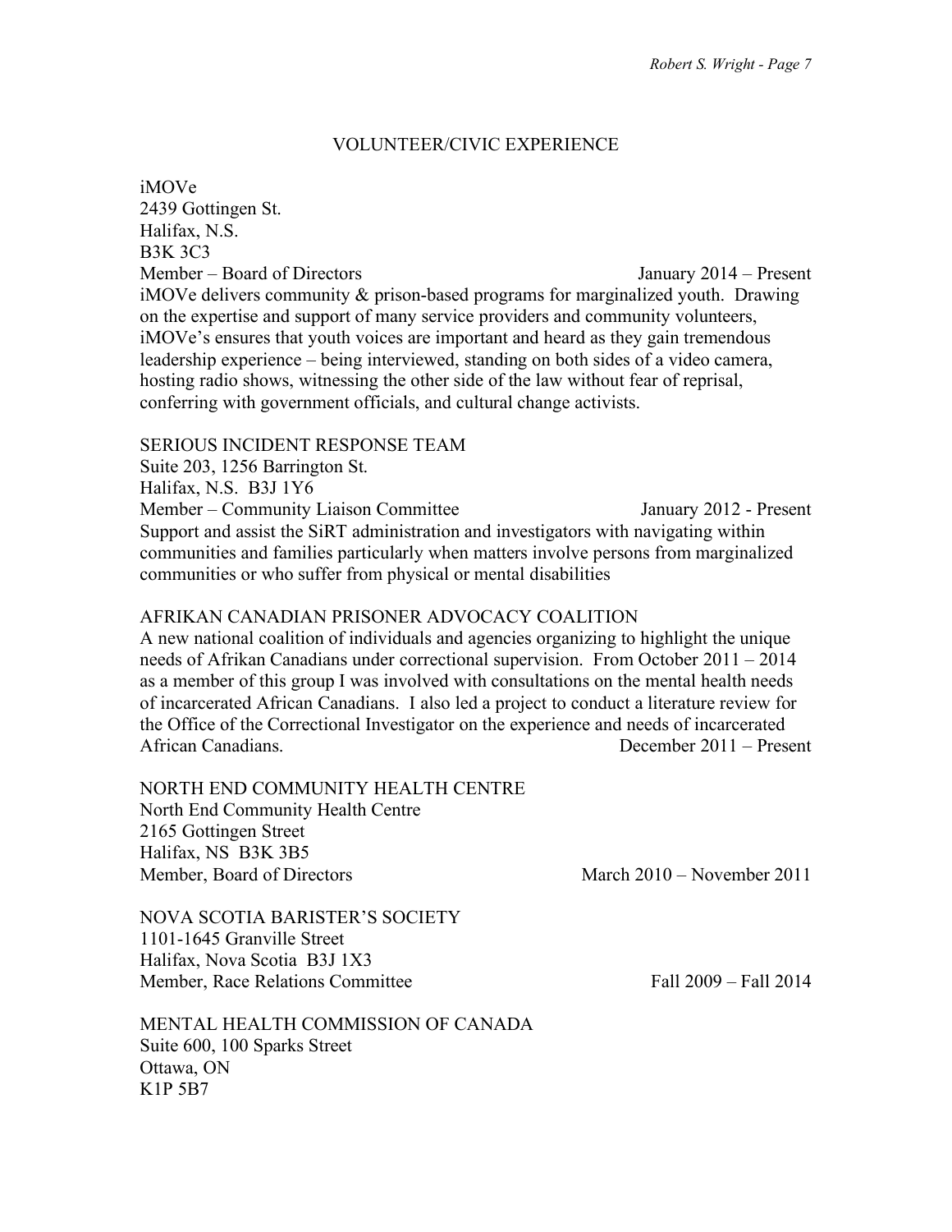## VOLUNTEER/CIVIC EXPERIENCE

iMOVe
2439 Gottingen St.
Halifax, N.S.
B3K 3C3
Member – Board of Directors — January 2014 – Present

iMOVe delivers community & prison-based programs for marginalized youth. Drawing on the expertise and support of many service providers and community volunteers, iMOVe's ensures that youth voices are important and heard as they gain tremendous leadership experience – being interviewed, standing on both sides of a video camera, hosting radio shows, witnessing the other side of the law without fear of reprisal, conferring with government officials, and cultural change activists.

SERIOUS INCIDENT RESPONSE TEAM
Suite 203, 1256 Barrington St.
Halifax, N.S. B3J 1Y6
Member – Community Liaison Committee — January 2012 - Present

Support and assist the SiRT administration and investigators with navigating within communities and families particularly when matters involve persons from marginalized communities or who suffer from physical or mental disabilities

AFRIKAN CANADIAN PRISONER ADVOCACY COALITION

A new national coalition of individuals and agencies organizing to highlight the unique needs of Afrikan Canadians under correctional supervision. From October 2011 – 2014 as a member of this group I was involved with consultations on the mental health needs of incarcerated African Canadians. I also led a project to conduct a literature review for the Office of the Correctional Investigator on the experience and needs of incarcerated African Canadians. — December 2011 – Present

NORTH END COMMUNITY HEALTH CENTRE
North End Community Health Centre
2165 Gottingen Street
Halifax, NS B3K 3B5
Member, Board of Directors — March 2010 – November 2011

NOVA SCOTIA BARISTER'S SOCIETY
1101-1645 Granville Street
Halifax, Nova Scotia B3J 1X3
Member, Race Relations Committee — Fall 2009 – Fall 2014

MENTAL HEALTH COMMISSION OF CANADA
Suite 600, 100 Sparks Street
Ottawa, ON
K1P 5B7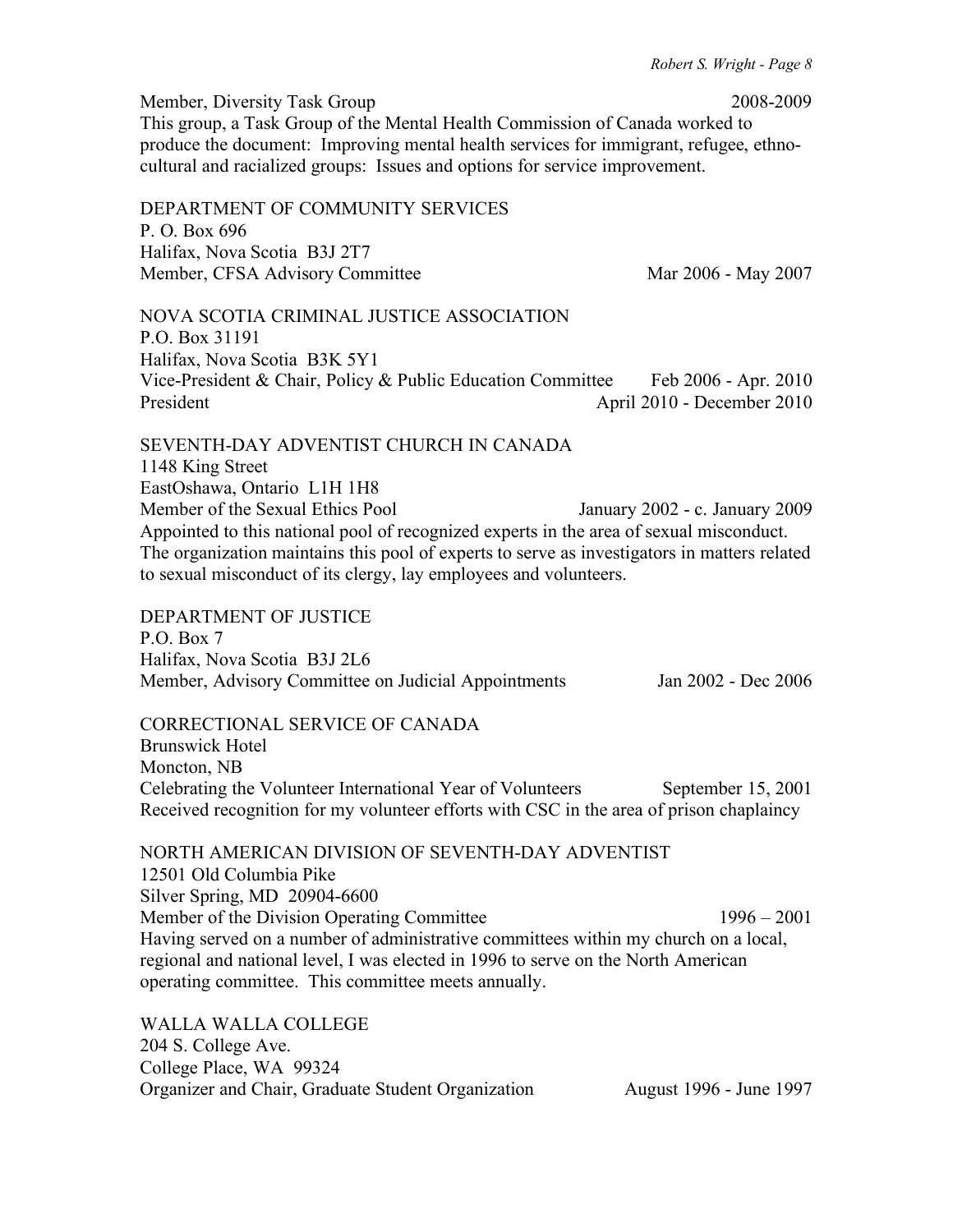Member, Diversity Task Group 2008-2009
This group, a Task Group of the Mental Health Commission of Canada worked to produce the document: Improving mental health services for immigrant, refugee, ethno-cultural and racialized groups: Issues and options for service improvement.

DEPARTMENT OF COMMUNITY SERVICES
P. O. Box 696
Halifax, Nova Scotia B3J 2T7
Member, CFSA Advisory Committee Mar 2006 - May 2007

NOVA SCOTIA CRIMINAL JUSTICE ASSOCIATION
P.O. Box 31191
Halifax, Nova Scotia B3K 5Y1
Vice-President & Chair, Policy & Public Education Committee Feb 2006 - Apr. 2010
President April 2010 - December 2010

SEVENTH-DAY ADVENTIST CHURCH IN CANADA
1148 King Street
EastOshawa, Ontario L1H 1H8
Member of the Sexual Ethics Pool January 2002 - c. January 2009
Appointed to this national pool of recognized experts in the area of sexual misconduct. The organization maintains this pool of experts to serve as investigators in matters related to sexual misconduct of its clergy, lay employees and volunteers.

DEPARTMENT OF JUSTICE
P.O. Box 7
Halifax, Nova Scotia B3J 2L6
Member, Advisory Committee on Judicial Appointments Jan 2002 - Dec 2006

CORRECTIONAL SERVICE OF CANADA
Brunswick Hotel
Moncton, NB
Celebrating the Volunteer International Year of Volunteers September 15, 2001
Received recognition for my volunteer efforts with CSC in the area of prison chaplaincy

NORTH AMERICAN DIVISION OF SEVENTH-DAY ADVENTIST
12501 Old Columbia Pike
Silver Spring, MD 20904-6600
Member of the Division Operating Committee 1996 – 2001
Having served on a number of administrative committees within my church on a local, regional and national level, I was elected in 1996 to serve on the North American operating committee. This committee meets annually.

WALLA WALLA COLLEGE
204 S. College Ave.
College Place, WA 99324
Organizer and Chair, Graduate Student Organization August 1996 - June 1997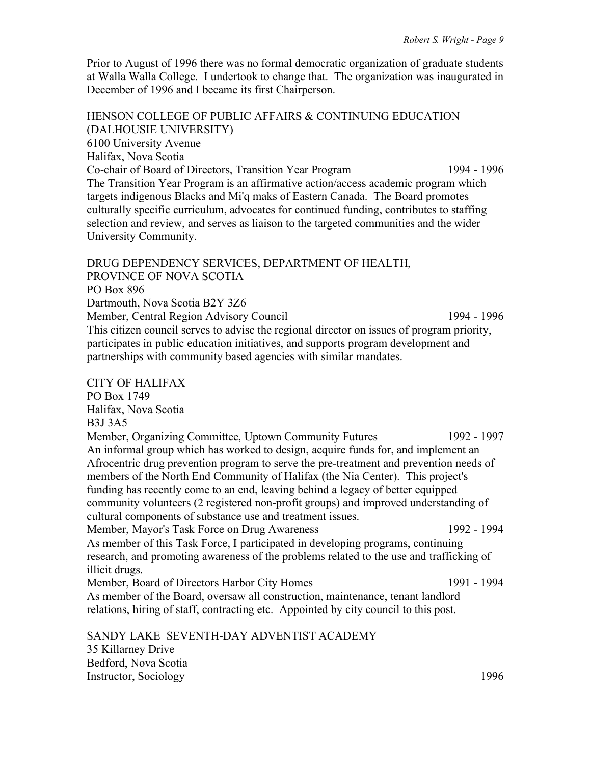Prior to August of 1996 there was no formal democratic organization of graduate students at Walla Walla College. I undertook to change that. The organization was inaugurated in December of 1996 and I became its first Chairperson.

HENSON COLLEGE OF PUBLIC AFFAIRS & CONTINUING EDUCATION (DALHOUSIE UNIVERSITY)
6100 University Avenue
Halifax, Nova Scotia
Co-chair of Board of Directors, Transition Year Program 1994 - 1996
The Transition Year Program is an affirmative action/access academic program which targets indigenous Blacks and Mi'q maks of Eastern Canada. The Board promotes culturally specific curriculum, advocates for continued funding, contributes to staffing selection and review, and serves as liaison to the targeted communities and the wider University Community.

DRUG DEPENDENCY SERVICES, DEPARTMENT OF HEALTH, PROVINCE OF NOVA SCOTIA
PO Box 896
Dartmouth, Nova Scotia B2Y 3Z6
Member, Central Region Advisory Council 1994 - 1996
This citizen council serves to advise the regional director on issues of program priority, participates in public education initiatives, and supports program development and partnerships with community based agencies with similar mandates.

CITY OF HALIFAX
PO Box 1749
Halifax, Nova Scotia
B3J 3A5
Member, Organizing Committee, Uptown Community Futures 1992 - 1997
An informal group which has worked to design, acquire funds for, and implement an Afrocentric drug prevention program to serve the pre-treatment and prevention needs of members of the North End Community of Halifax (the Nia Center). This project's funding has recently come to an end, leaving behind a legacy of better equipped community volunteers (2 registered non-profit groups) and improved understanding of cultural components of substance use and treatment issues.
Member, Mayor's Task Force on Drug Awareness 1992 - 1994
As member of this Task Force, I participated in developing programs, continuing research, and promoting awareness of the problems related to the use and trafficking of illicit drugs.
Member, Board of Directors Harbor City Homes 1991 - 1994
As member of the Board, oversaw all construction, maintenance, tenant landlord relations, hiring of staff, contracting etc. Appointed by city council to this post.

SANDY LAKE SEVENTH-DAY ADVENTIST ACADEMY
35 Killarney Drive
Bedford, Nova Scotia
Instructor, Sociology 1996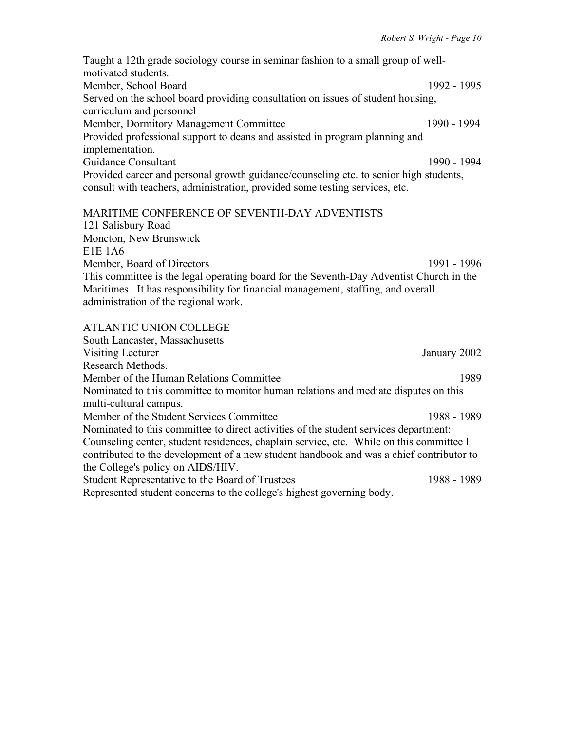Taught a 12th grade sociology course in seminar fashion to a small group of well-motivated students.

Member, School Board 1992 - 1995

Served on the school board providing consultation on issues of student housing, curriculum and personnel

Member, Dormitory Management Committee 1990 - 1994

Provided professional support to deans and assisted in program planning and implementation.

Guidance Consultant 1990 - 1994

Provided career and personal growth guidance/counseling etc. to senior high students, consult with teachers, administration, provided some testing services, etc.

MARITIME CONFERENCE OF SEVENTH-DAY ADVENTISTS
121 Salisbury Road
Moncton, New Brunswick
E1E 1A6

Member, Board of Directors 1991 - 1996

This committee is the legal operating board for the Seventh-Day Adventist Church in the Maritimes. It has responsibility for financial management, staffing, and overall administration of the regional work.

ATLANTIC UNION COLLEGE
South Lancaster, Massachusetts

Visiting Lecturer January 2002

Research Methods.

Member of the Human Relations Committee 1989

Nominated to this committee to monitor human relations and mediate disputes on this multi-cultural campus.

Member of the Student Services Committee 1988 - 1989

Nominated to this committee to direct activities of the student services department: Counseling center, student residences, chaplain service, etc. While on this committee I contributed to the development of a new student handbook and was a chief contributor to the College's policy on AIDS/HIV.

Student Representative to the Board of Trustees 1988 - 1989

Represented student concerns to the college's highest governing body.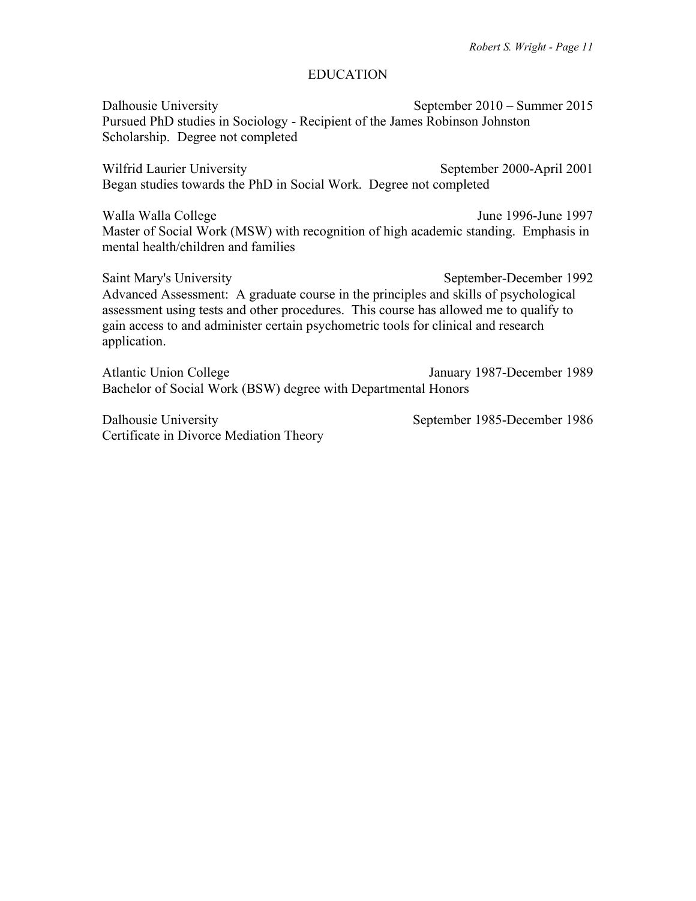## EDUCATION

Dalhousie University September 2010 – Summer 2015
Pursued PhD studies in Sociology - Recipient of the James Robinson Johnston Scholarship. Degree not completed

Wilfrid Laurier University September 2000-April 2001
Began studies towards the PhD in Social Work. Degree not completed

Walla Walla College June 1996-June 1997
Master of Social Work (MSW) with recognition of high academic standing. Emphasis in mental health/children and families

Saint Mary's University September-December 1992
Advanced Assessment: A graduate course in the principles and skills of psychological assessment using tests and other procedures. This course has allowed me to qualify to gain access to and administer certain psychometric tools for clinical and research application.

Atlantic Union College January 1987-December 1989
Bachelor of Social Work (BSW) degree with Departmental Honors

Dalhousie University September 1985-December 1986
Certificate in Divorce Mediation Theory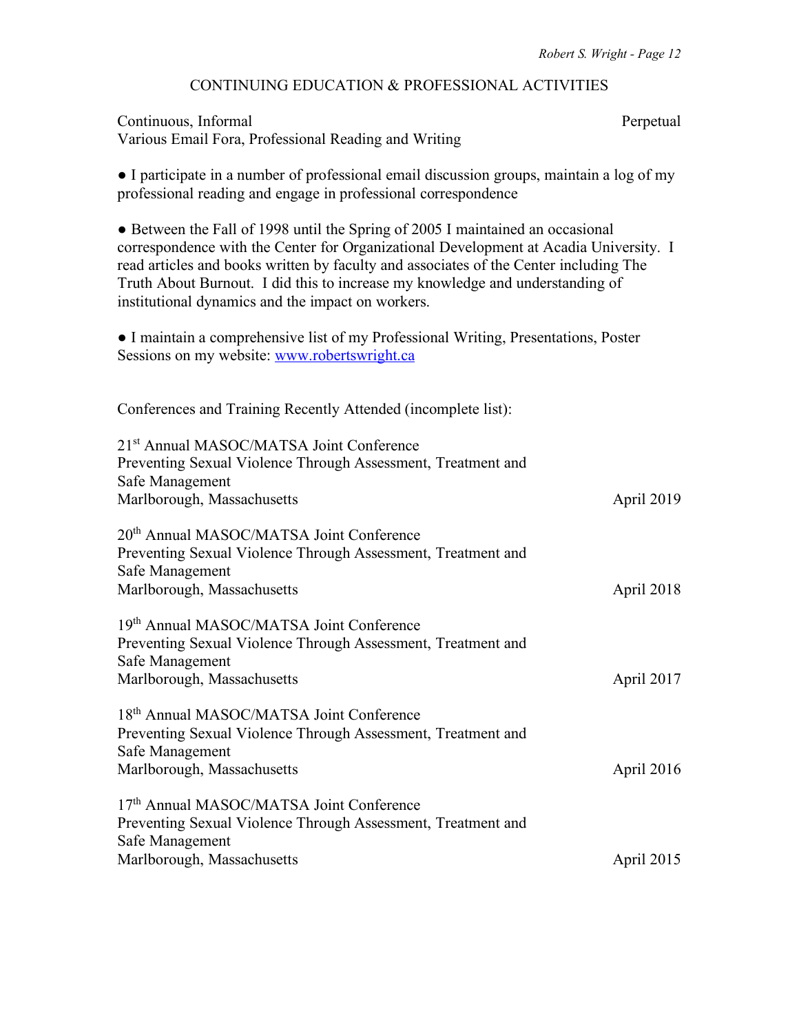## CONTINUING EDUCATION & PROFESSIONAL ACTIVITIES

Continuous, Informal — Perpetual
Various Email Fora, Professional Reading and Writing

● I participate in a number of professional email discussion groups, maintain a log of my professional reading and engage in professional correspondence

● Between the Fall of 1998 until the Spring of 2005 I maintained an occasional correspondence with the Center for Organizational Development at Acadia University. I read articles and books written by faculty and associates of the Center including The Truth About Burnout. I did this to increase my knowledge and understanding of institutional dynamics and the impact on workers.

● I maintain a comprehensive list of my Professional Writing, Presentations, Poster Sessions on my website: [www.robertswright.ca](http://www.robertswright.ca)

Conferences and Training Recently Attended (incomplete list):

21st Annual MASOC/MATSA Joint Conference
Preventing Sexual Violence Through Assessment, Treatment and Safe Management
Marlborough, Massachusetts — April 2019

20th Annual MASOC/MATSA Joint Conference
Preventing Sexual Violence Through Assessment, Treatment and Safe Management
Marlborough, Massachusetts — April 2018

19th Annual MASOC/MATSA Joint Conference
Preventing Sexual Violence Through Assessment, Treatment and Safe Management
Marlborough, Massachusetts — April 2017

18th Annual MASOC/MATSA Joint Conference
Preventing Sexual Violence Through Assessment, Treatment and Safe Management
Marlborough, Massachusetts — April 2016

17th Annual MASOC/MATSA Joint Conference
Preventing Sexual Violence Through Assessment, Treatment and Safe Management
Marlborough, Massachusetts — April 2015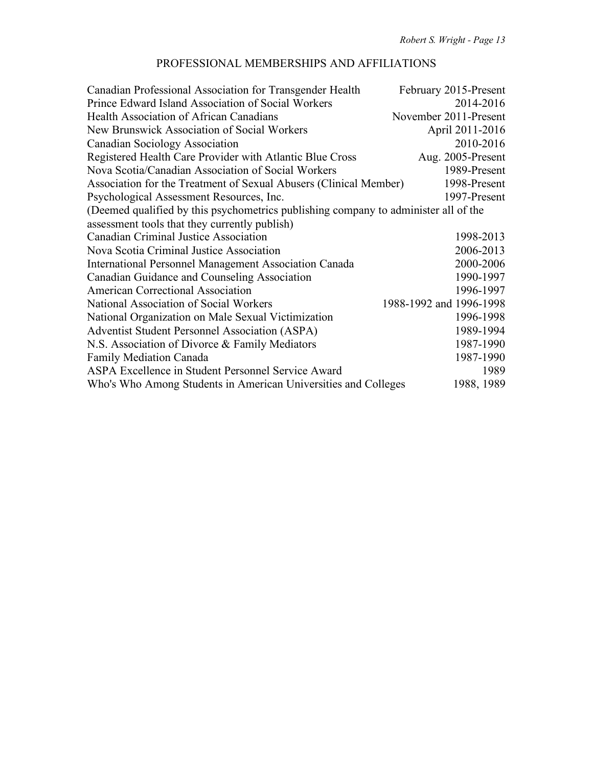## PROFESSIONAL MEMBERSHIPS AND AFFILIATIONS

| | |
|---|---|
| Canadian Professional Association for Transgender Health | February 2015-Present |
| Prince Edward Island Association of Social Workers | 2014-2016 |
| Health Association of African Canadians | November 2011-Present |
| New Brunswick Association of Social Workers | April 2011-2016 |
| Canadian Sociology Association | 2010-2016 |
| Registered Health Care Provider with Atlantic Blue Cross | Aug. 2005-Present |
| Nova Scotia/Canadian Association of Social Workers | 1989-Present |
| Association for the Treatment of Sexual Abusers (Clinical Member) | 1998-Present |
| Psychological Assessment Resources, Inc. (Deemed qualified by this psychometrics publishing company to administer all of the assessment tools that they currently publish) | 1997-Present |
| Canadian Criminal Justice Association | 1998-2013 |
| Nova Scotia Criminal Justice Association | 2006-2013 |
| International Personnel Management Association Canada | 2000-2006 |
| Canadian Guidance and Counseling Association | 1990-1997 |
| American Correctional Association | 1996-1997 |
| National Association of Social Workers | 1988-1992 and 1996-1998 |
| National Organization on Male Sexual Victimization | 1996-1998 |
| Adventist Student Personnel Association (ASPA) | 1989-1994 |
| N.S. Association of Divorce & Family Mediators | 1987-1990 |
| Family Mediation Canada | 1987-1990 |
| ASPA Excellence in Student Personnel Service Award | 1989 |
| Who's Who Among Students in American Universities and Colleges | 1988, 1989 |